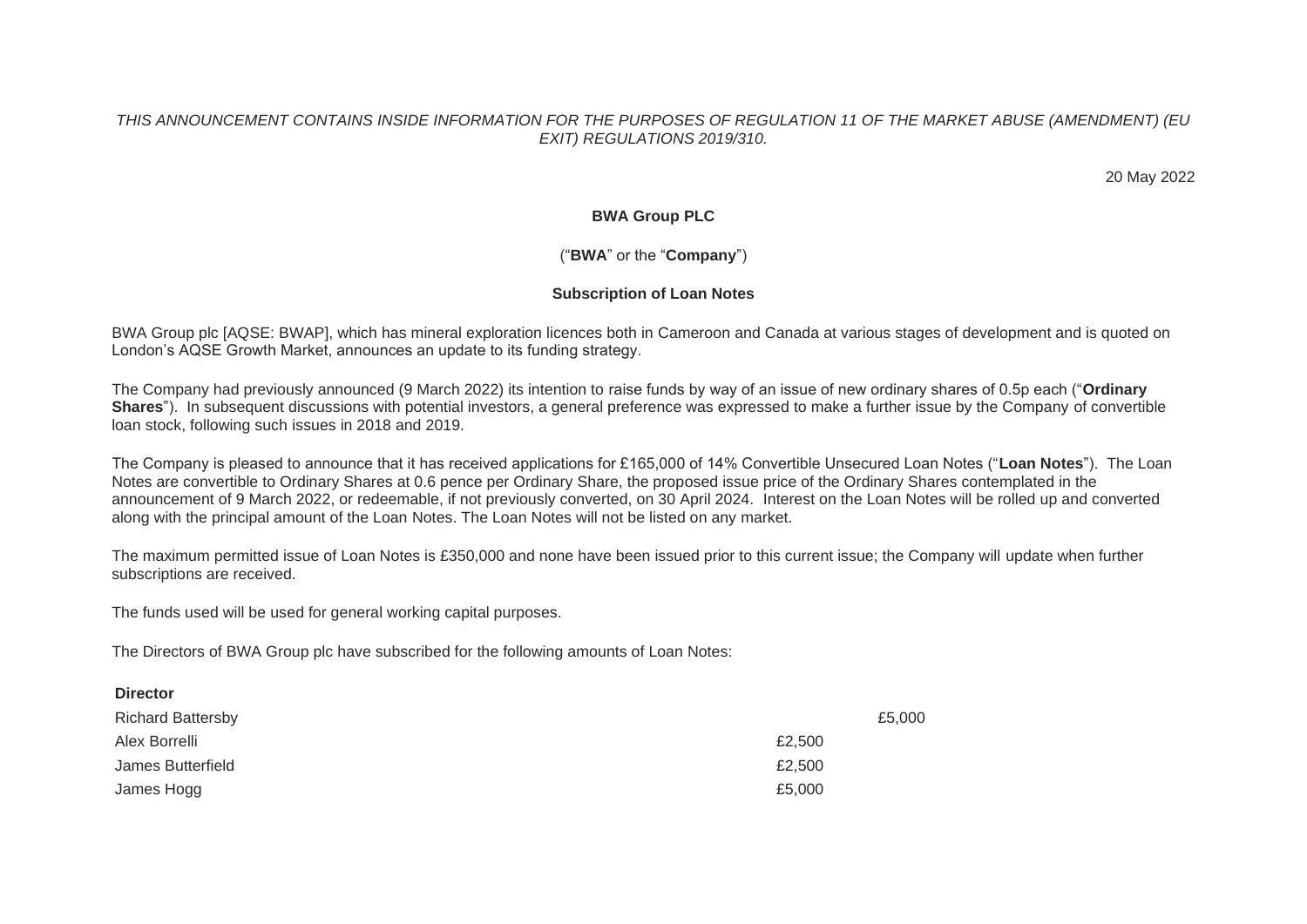*THIS ANNOUNCEMENT CONTAINS INSIDE INFORMATION FOR THE PURPOSES OF REGULATION 11 OF THE MARKET ABUSE (AMENDMENT) (EU EXIT) REGULATIONS 2019/310.*

20 May 2022

**BWA Group PLC**

("**BWA**" or the "**Company**")

**Subscription of Loan Notes**

BWA Group plc [AQSE: BWAP], which has mineral exploration licences both in Cameroon and Canada at various stages of development and is quoted on London's AQSE Growth Market, announces an update to its funding strategy.

The Company had previously announced (9 March 2022) its intention to raise funds by way of an issue of new ordinary shares of 0.5p each ("**Ordinary Shares**"). In subsequent discussions with potential investors, a general preference was expressed to make a further issue by the Company of convertible loan stock, following such issues in 2018 and 2019.

The Company is pleased to announce that it has received applications for £165,000 of 14% Convertible Unsecured Loan Notes ("**Loan Notes**"). The Loan Notes are convertible to Ordinary Shares at 0.6 pence per Ordinary Share, the proposed issue price of the Ordinary Shares contemplated in the announcement of 9 March 2022, or redeemable, if not previously converted, on 30 April 2024. Interest on the Loan Notes will be rolled up and converted along with the principal amount of the Loan Notes. The Loan Notes will not be listed on any market.

The maximum permitted issue of Loan Notes is £350,000 and none have been issued prior to this current issue; the Company will update when further subscriptions are received.

The funds used will be used for general working capital purposes.

The Directors of BWA Group plc have subscribed for the following amounts of Loan Notes:

| **Director** | | |
|---|---|---|
| Richard Battersby | | £5,000 |
| Alex Borrelli | £2,500 | |
| James Butterfield | £2,500 | |
| James Hogg | £5,000 | |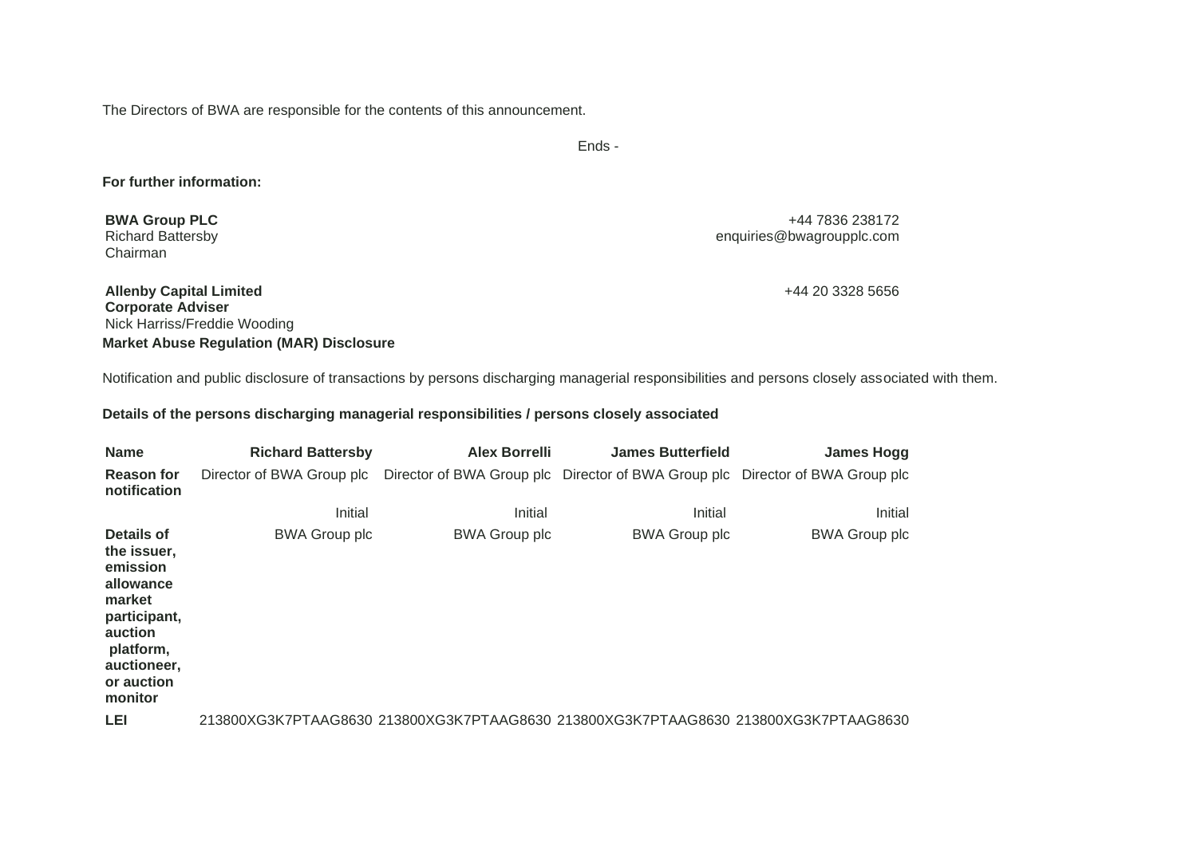The Directors of BWA are responsible for the contents of this announcement.

Ends -

**For further information:**

**BWA Group PLC**
Richard Battersby
Chairman

+44 7836 238172
enquiries@bwagroupplc.com

**Allenby Capital Limited**
**Corporate Adviser**
Nick Harriss/Freddie Wooding

+44 20 3328 5656

**Market Abuse Regulation (MAR) Disclosure**

Notification and public disclosure of transactions by persons discharging managerial responsibilities and persons closely associated with them.

**Details of the persons discharging managerial responsibilities / persons closely associated**

| **Name** | **Richard Battersby** | **Alex Borrelli** | **James Butterfield** | **James Hogg** |
|---|---|---|---|---|
| **Reason for notification** | Director of BWA Group plc | Director of BWA Group plc | Director of BWA Group plc | Director of BWA Group plc |
| | Initial | Initial | Initial | Initial |
| **Details of the issuer, emission allowance market participant, auction platform, auctioneer, or auction monitor** | BWA Group plc | BWA Group plc | BWA Group plc | BWA Group plc |
| **LEI** | 213800XG3K7PTAAG8630 | 213800XG3K7PTAAG8630 | 213800XG3K7PTAAG8630 | 213800XG3K7PTAAG8630 |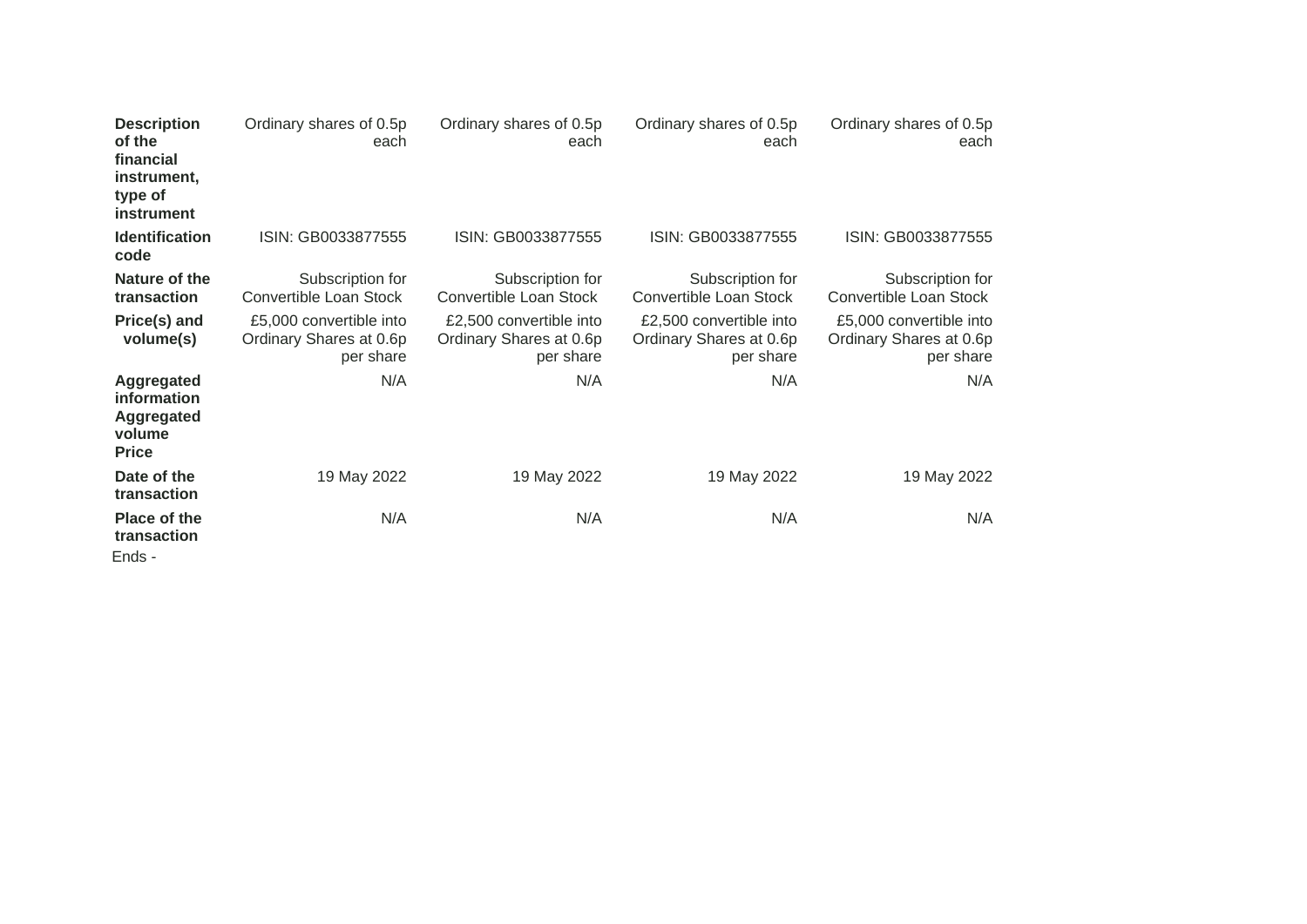| | | | | |
|---|---|---|---|---|
| **Description of the financial instrument, type of instrument** | Ordinary shares of 0.5p each | Ordinary shares of 0.5p each | Ordinary shares of 0.5p each | Ordinary shares of 0.5p each |
| **Identification code** | ISIN: GB0033877555 | ISIN: GB0033877555 | ISIN: GB0033877555 | ISIN: GB0033877555 |
| **Nature of the transaction** | Subscription for Convertible Loan Stock | Subscription for Convertible Loan Stock | Subscription for Convertible Loan Stock | Subscription for Convertible Loan Stock |
| **Price(s) and volume(s)** | £5,000 convertible into Ordinary Shares at 0.6p per share | £2,500 convertible into Ordinary Shares at 0.6p per share | £2,500 convertible into Ordinary Shares at 0.6p per share | £5,000 convertible into Ordinary Shares at 0.6p per share |
| **Aggregated information Aggregated volume Price** | N/A | N/A | N/A | N/A |
| **Date of the transaction** | 19 May 2022 | 19 May 2022 | 19 May 2022 | 19 May 2022 |
| **Place of the transaction** | N/A | N/A | N/A | N/A |

Ends -